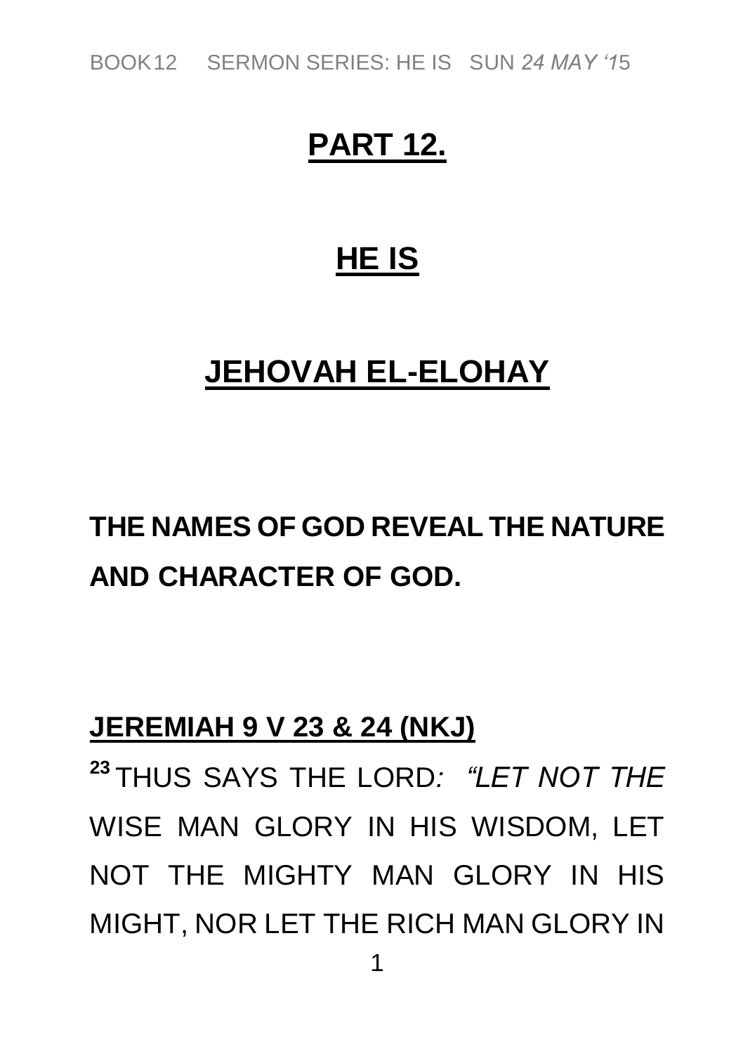# PART 12.

# HE IS

# JEHOVAH EL-ELOHAY

**THE NAMES OF GOD REVEAL THE NATURE AND CHARACTER OF GOD.**

**JEREMIAH 9 V 23 & 24 (NKJ)**

[23] THUS SAYS THE LORD*: "LET NOT THE* WISE MAN GLORY IN HIS WISDOM, LET NOT THE MIGHTY MAN GLORY IN HIS MIGHT, NOR LET THE RICH MAN GLORY IN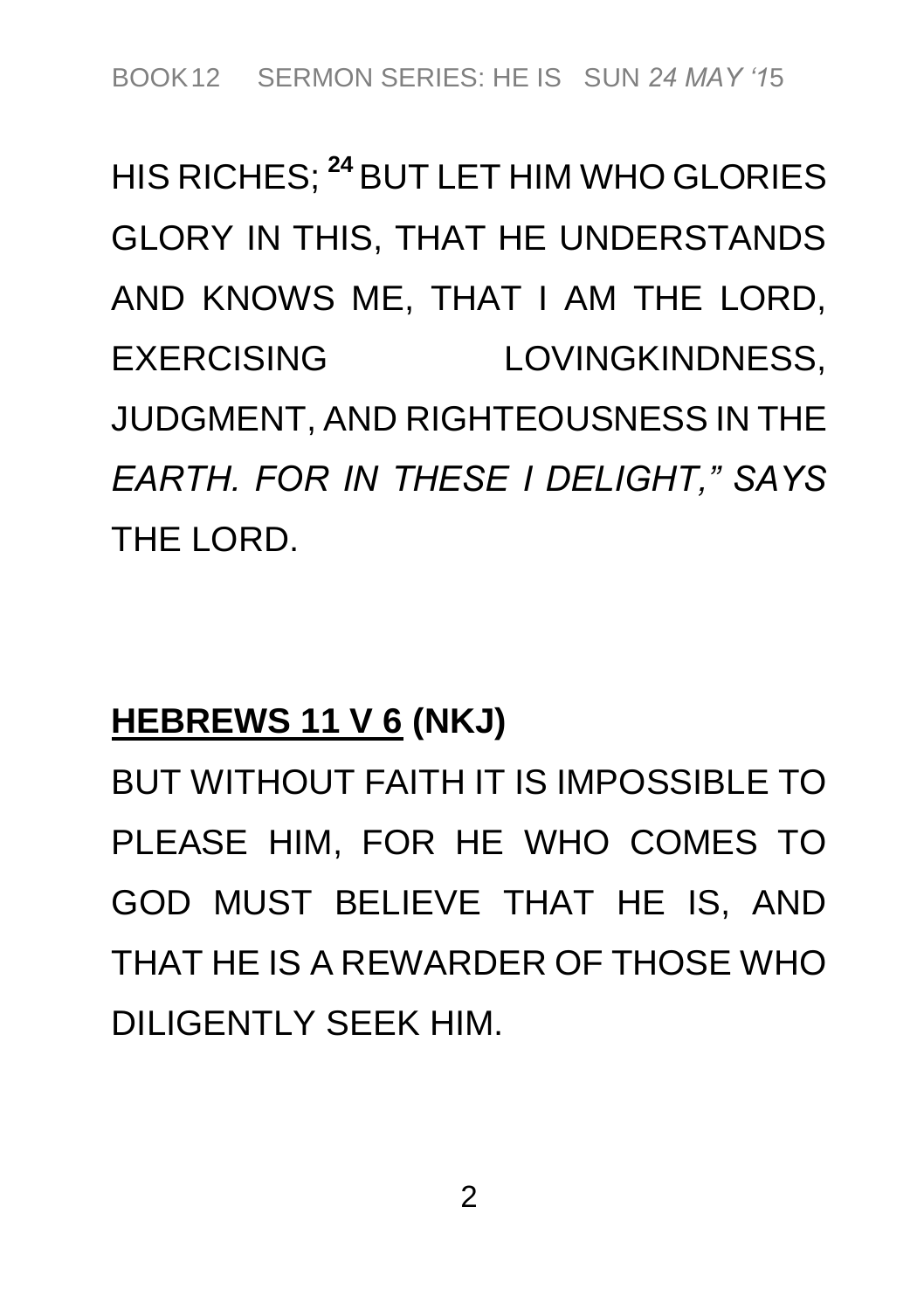HIS RICHES; [24] BUT LET HIM WHO GLORIES GLORY IN THIS, THAT HE UNDERSTANDS AND KNOWS ME, THAT I AM THE LORD, EXERCISING LOVINGKINDNESS, JUDGMENT, AND RIGHTEOUSNESS IN THE *EARTH. FOR IN THESE I DELIGHT," SAYS* THE LORD.

**HEBREWS 11 V 6 (NKJ)**

BUT WITHOUT FAITH IT IS IMPOSSIBLE TO PLEASE HIM, FOR HE WHO COMES TO GOD MUST BELIEVE THAT HE IS, AND THAT HE IS A REWARDER OF THOSE WHO DILIGENTLY SEEK HIM.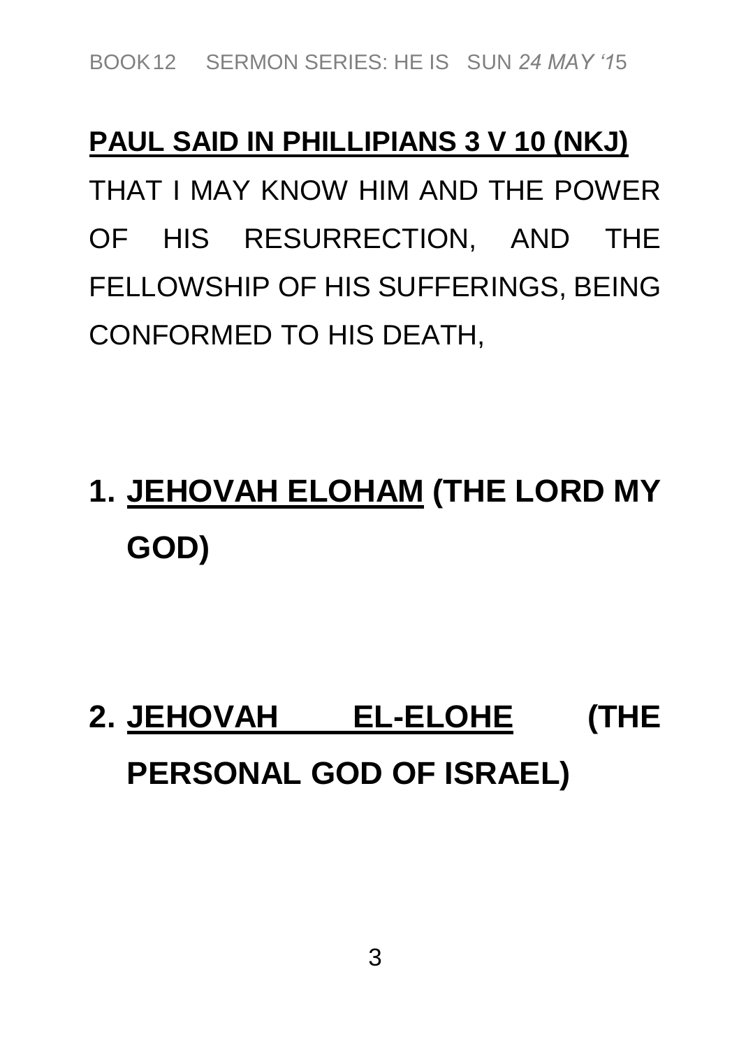**<u>PAUL SAID IN PHILLIPIANS 3 V 10 (NKJ)</u>**

THAT I MAY KNOW HIM AND THE POWER OF HIS RESURRECTION, AND THE FELLOWSHIP OF HIS SUFFERINGS, BEING CONFORMED TO HIS DEATH,

1. **<u>JEHOVAH ELOHAM</u> (THE LORD MY GOD)**

2. **<u>JEHOVAH EL-ELOHE</u> (THE PERSONAL GOD OF ISRAEL)**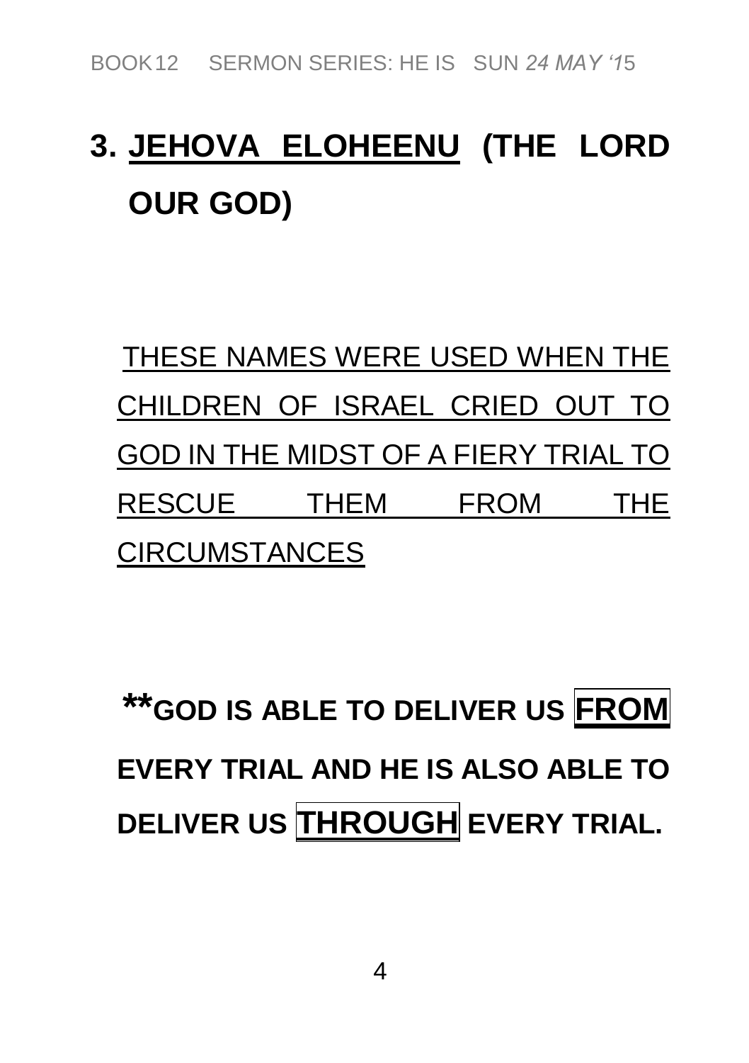# 3. <u>JEHOVA ELOHEENU</u> (THE LORD OUR GOD)

<u>THESE NAMES WERE USED WHEN THE CHILDREN OF ISRAEL CRIED OUT TO GOD IN THE MIDST OF A FIERY TRIAL TO RESCUE THEM FROM THE CIRCUMSTANCES</u>

**\*\*GOD IS ABLE TO DELIVER US <u>FROM</u> EVERY TRIAL AND HE IS ALSO ABLE TO DELIVER US <u>THROUGH</u> EVERY TRIAL.**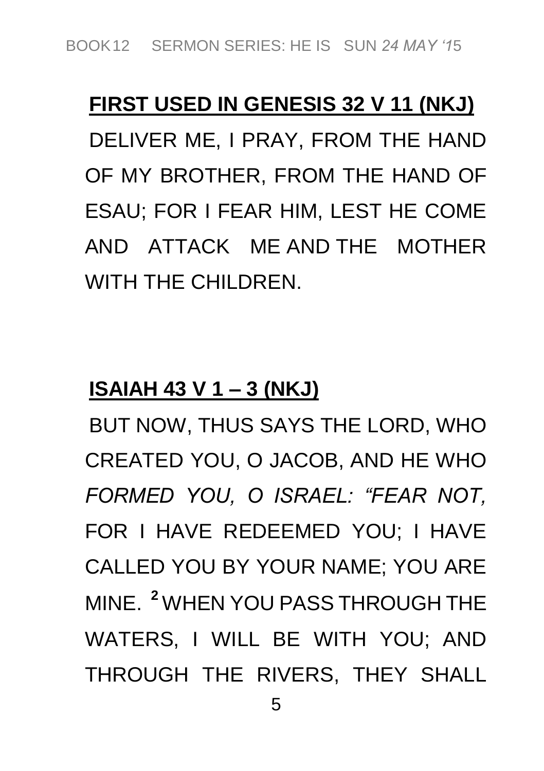**<u>FIRST USED IN GENESIS 32 V 11 (NKJ)</u>**

DELIVER ME, I PRAY, FROM THE HAND OF MY BROTHER, FROM THE HAND OF ESAU; FOR I FEAR HIM, LEST HE COME AND ATTACK ME AND THE MOTHER WITH THE CHILDREN.

**<u>ISAIAH 43 V 1 – 3 (NKJ)</u>**

BUT NOW, THUS SAYS THE LORD, WHO CREATED YOU, O JACOB, AND HE WHO *FORMED YOU, O ISRAEL: "FEAR NOT,* FOR I HAVE REDEEMED YOU; I HAVE CALLED YOU BY YOUR NAME; YOU ARE MINE. **2** WHEN YOU PASS THROUGH THE WATERS, I WILL BE WITH YOU; AND THROUGH THE RIVERS, THEY SHALL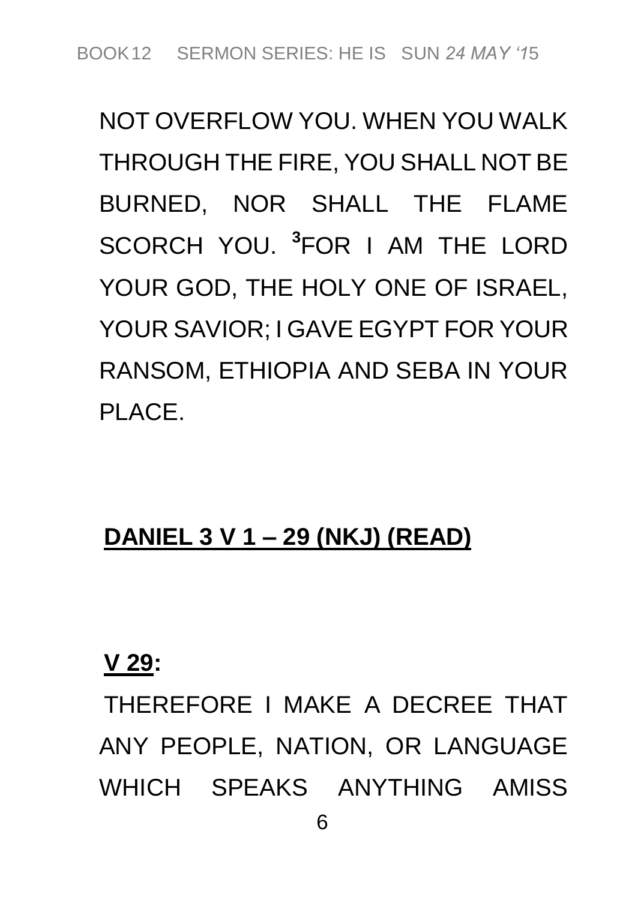NOT OVERFLOW YOU. WHEN YOU WALK THROUGH THE FIRE, YOU SHALL NOT BE BURNED, NOR SHALL THE FLAME SCORCH YOU. [3]FOR I AM THE LORD YOUR GOD, THE HOLY ONE OF ISRAEL, YOUR SAVIOR; I GAVE EGYPT FOR YOUR RANSOM, ETHIOPIA AND SEBA IN YOUR PLACE.

**DANIEL 3 V 1 – 29 (NKJ) (READ)**

**V 29:**

THEREFORE I MAKE A DECREE THAT ANY PEOPLE, NATION, OR LANGUAGE WHICH SPEAKS ANYTHING AMISS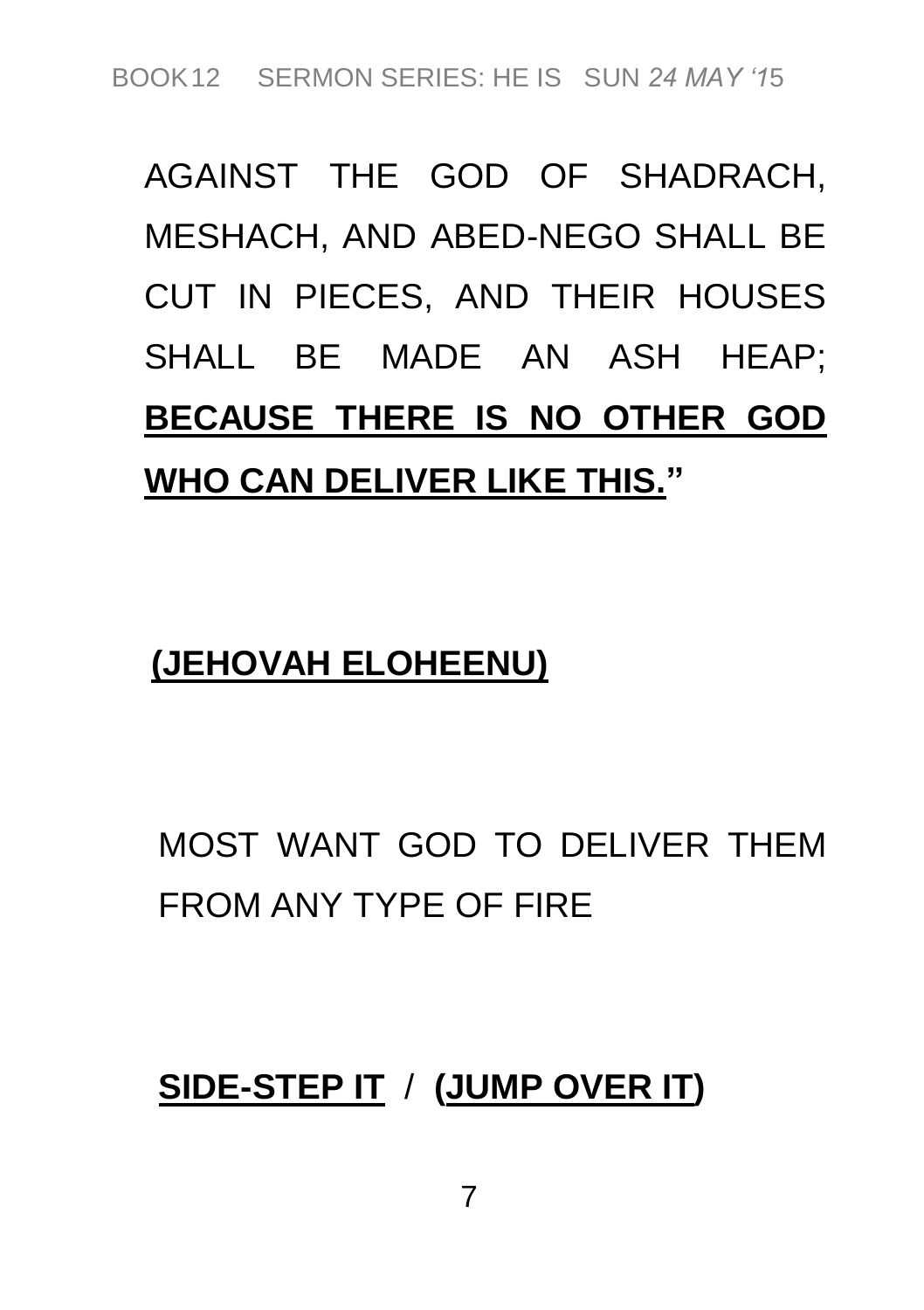AGAINST THE GOD OF SHADRACH, MESHACH, AND ABED-NEGO SHALL BE CUT IN PIECES, AND THEIR HOUSES SHALL BE MADE AN ASH HEAP; **<u>BECAUSE THERE IS NO OTHER GOD WHO CAN DELIVER LIKE THIS.</u>"**

**<u>(JEHOVAH ELOHEENU)</u>**

MOST WANT GOD TO DELIVER THEM FROM ANY TYPE OF FIRE

**<u>SIDE-STEP IT</u> / (<u>JUMP OVER IT</u>)**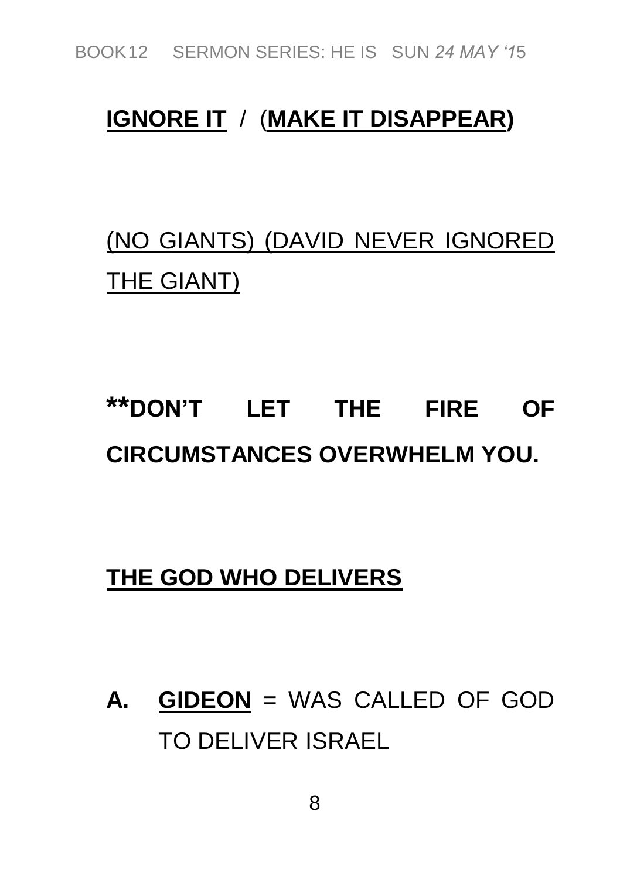**<u>IGNORE IT</u>** / (**<u>MAKE IT DISAPPEAR</u>)**

<u>(NO GIANTS) (DAVID NEVER IGNORED THE GIANT)</u>

****DON'T LET THE FIRE OF CIRCUMSTANCES OVERWHELM YOU.**

**<u>THE GOD WHO DELIVERS</u>**

**A.** **<u>GIDEON</u>** = WAS CALLED OF GOD TO DELIVER ISRAEL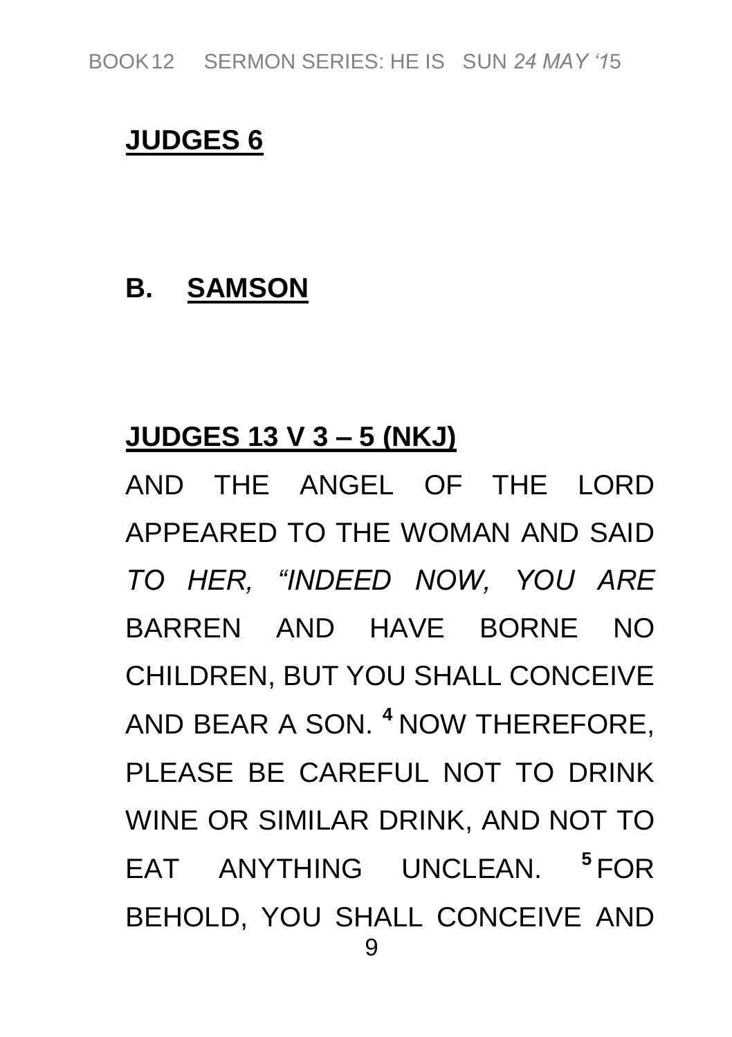## **JUDGES 6**

## **B. SAMSON**

**JUDGES 13 V 3 – 5 (NKJ)**

AND THE ANGEL OF THE LORD APPEARED TO THE WOMAN AND SAID *TO HER, "INDEED NOW, YOU ARE* BARREN AND HAVE BORNE NO CHILDREN, BUT YOU SHALL CONCEIVE AND BEAR A SON. **4** NOW THEREFORE, PLEASE BE CAREFUL NOT TO DRINK WINE OR SIMILAR DRINK, AND NOT TO EAT ANYTHING UNCLEAN. **5** FOR BEHOLD, YOU SHALL CONCEIVE AND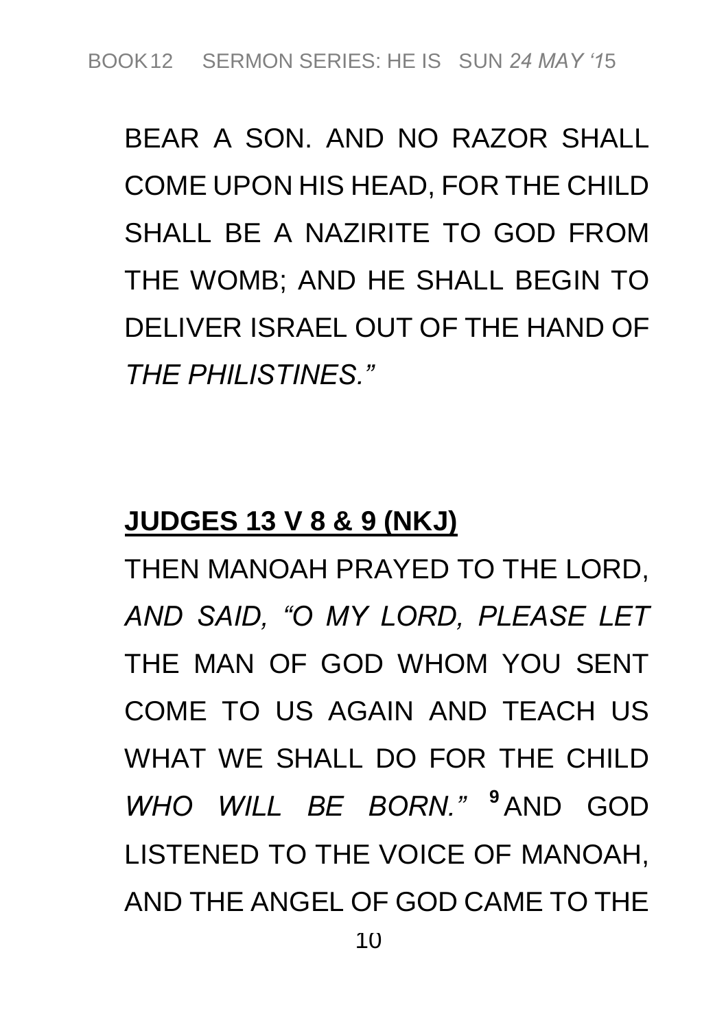BEAR A SON. AND NO RAZOR SHALL COME UPON HIS HEAD, FOR THE CHILD SHALL BE A NAZIRITE TO GOD FROM THE WOMB; AND HE SHALL BEGIN TO DELIVER ISRAEL OUT OF THE HAND OF *THE PHILISTINES."*

**JUDGES 13 V 8 & 9 (NKJ)**

THEN MANOAH PRAYED TO THE LORD, *AND SAID, "O MY LORD, PLEASE LET* THE MAN OF GOD WHOM YOU SENT COME TO US AGAIN AND TEACH US WHAT WE SHALL DO FOR THE CHILD *WHO WILL BE BORN."* **9** AND GOD LISTENED TO THE VOICE OF MANOAH, AND THE ANGEL OF GOD CAME TO THE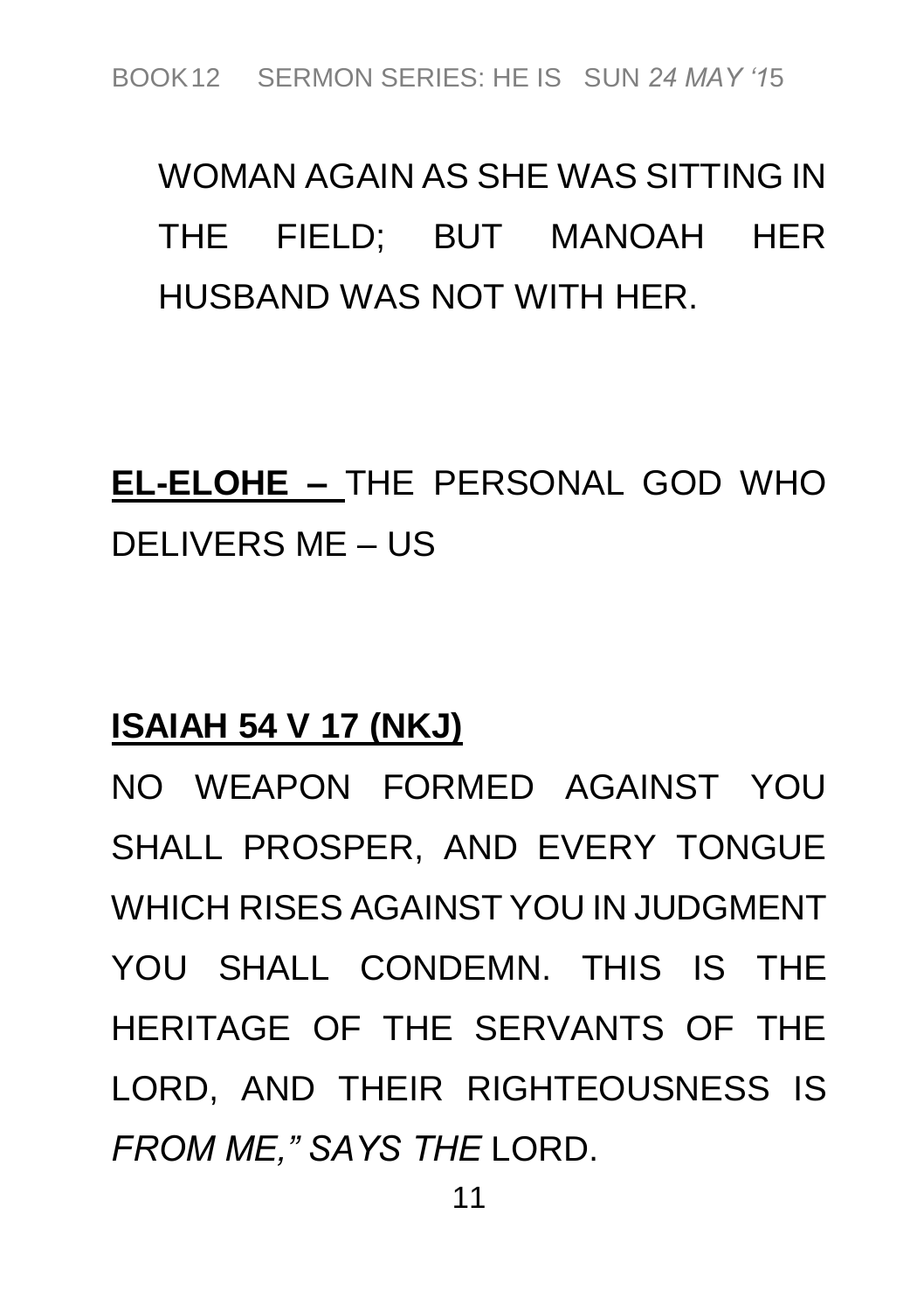WOMAN AGAIN AS SHE WAS SITTING IN THE FIELD; BUT MANOAH HER HUSBAND WAS NOT WITH HER.

**EL-ELOHE –** THE PERSONAL GOD WHO DELIVERS ME – US

**ISAIAH 54 V 17 (NKJ)**

NO WEAPON FORMED AGAINST YOU SHALL PROSPER, AND EVERY TONGUE WHICH RISES AGAINST YOU IN JUDGMENT YOU SHALL CONDEMN. THIS IS THE HERITAGE OF THE SERVANTS OF THE LORD, AND THEIR RIGHTEOUSNESS IS *FROM ME," SAYS THE* LORD.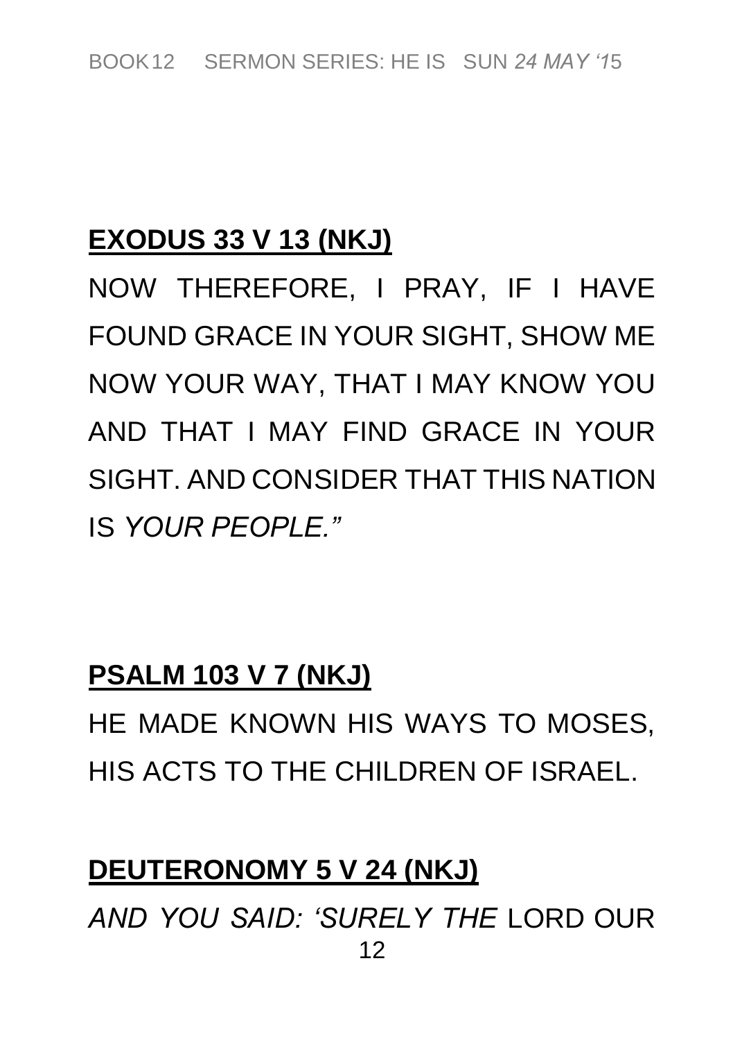**<u>EXODUS 33 V 13 (NKJ)</u>**

NOW THEREFORE, I PRAY, IF I HAVE FOUND GRACE IN YOUR SIGHT, SHOW ME NOW YOUR WAY, THAT I MAY KNOW YOU AND THAT I MAY FIND GRACE IN YOUR SIGHT. AND CONSIDER THAT THIS NATION IS *YOUR PEOPLE."*

**<u>PSALM 103 V 7 (NKJ)</u>**

HE MADE KNOWN HIS WAYS TO MOSES, HIS ACTS TO THE CHILDREN OF ISRAEL.

**<u>DEUTERONOMY 5 V 24 (NKJ)</u>**

*AND YOU SAID: 'SURELY THE* LORD OUR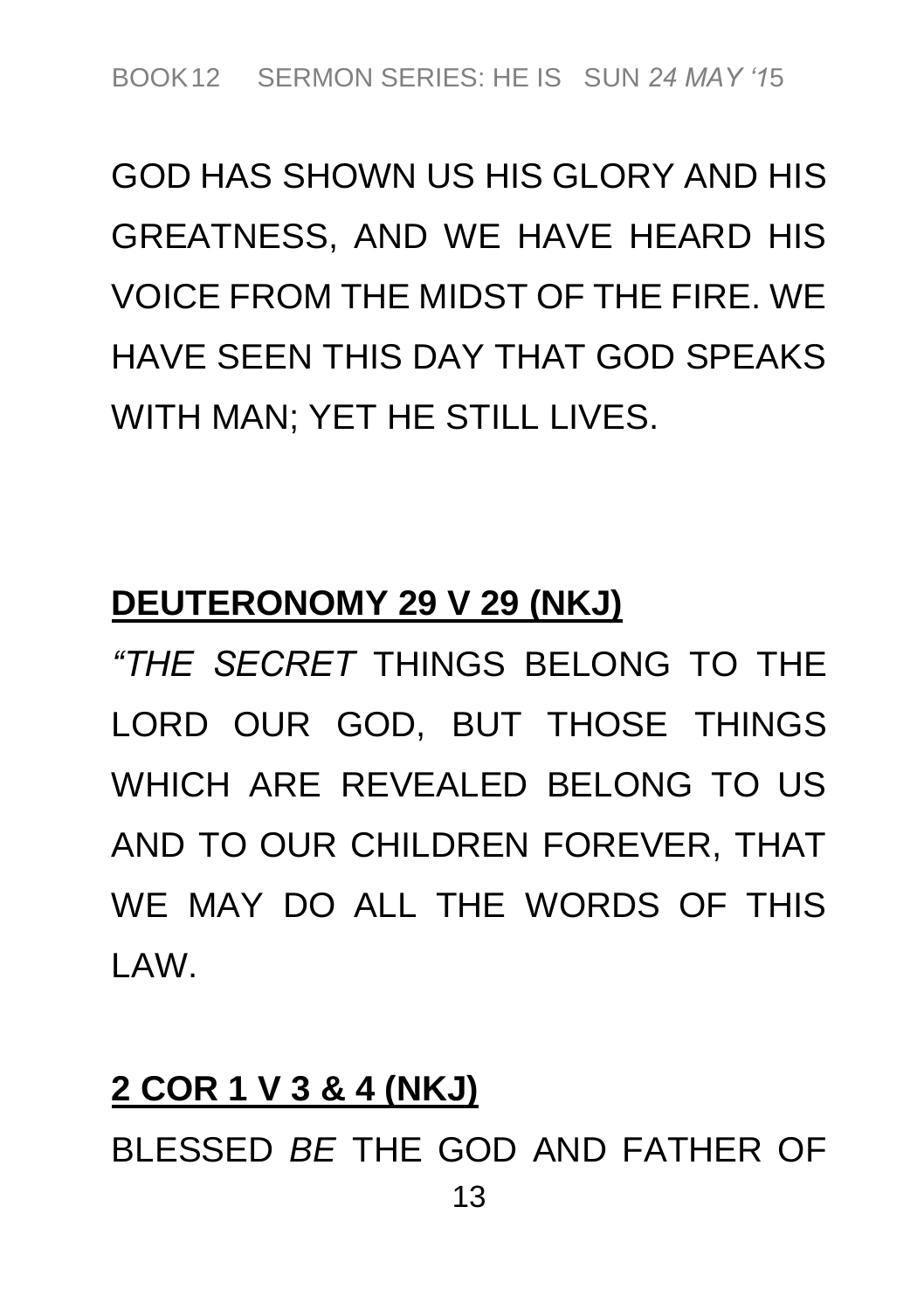GOD HAS SHOWN US HIS GLORY AND HIS GREATNESS, AND WE HAVE HEARD HIS VOICE FROM THE MIDST OF THE FIRE. WE HAVE SEEN THIS DAY THAT GOD SPEAKS WITH MAN; YET HE STILL LIVES.

**DEUTERONOMY 29 V 29 (NKJ)**

*"THE SECRET* THINGS BELONG TO THE LORD OUR GOD, BUT THOSE THINGS WHICH ARE REVEALED BELONG TO US AND TO OUR CHILDREN FOREVER, THAT WE MAY DO ALL THE WORDS OF THIS LAW.

**2 COR 1 V 3 & 4 (NKJ)**

BLESSED *BE* THE GOD AND FATHER OF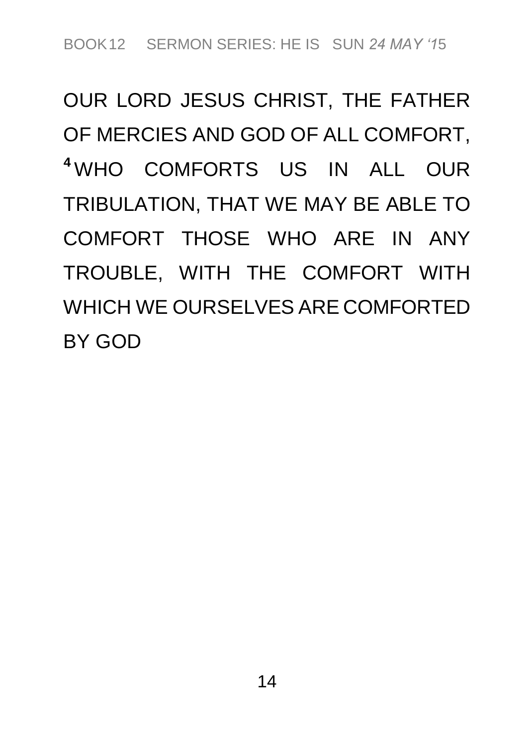OUR LORD JESUS CHRIST, THE FATHER OF MERCIES AND GOD OF ALL COMFORT, [4] WHO COMFORTS US IN ALL OUR TRIBULATION, THAT WE MAY BE ABLE TO COMFORT THOSE WHO ARE IN ANY TROUBLE, WITH THE COMFORT WITH WHICH WE OURSELVES ARE COMFORTED BY GOD